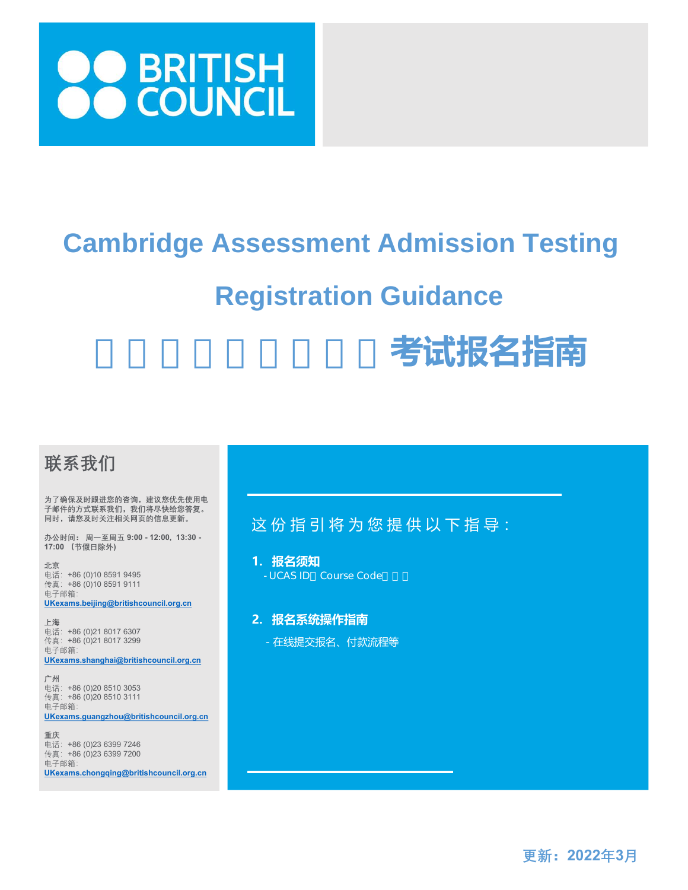BRITISH COUNCIL

# Cambridge Assessment Admission Testing

# Registration Guidance

# 考试报名指南

## 联系我们

**为了确保及时跟进您的咨询，建议您优先使用电子邮件的方式联系我们，我们将尽快给您答复。同时，请您及时关注相关网页的信息更新。**

**办公时间： 周一至周五 9:00 - 12:00，13:30 - 17:00 （节假日除外）**

北京
电话：+86 (0)10 8591 9495
传真：+86 (0)10 8591 9111
电子邮箱：
**UKexams.beijing@britishcouncil.org.cn**

上海
电话：+86 (0)21 8017 6307
传真：+86 (0)21 8017 3299
电子邮箱：
**UKexams.shanghai@britishcouncil.org.cn**

广州
电话：+86 (0)20 8510 3053
传真：+86 (0)20 8510 3111
电子邮箱：
**UKexams.guangzhou@britishcouncil.org.cn**

重庆
电话：+86 (0)23 6399 7246
传真：+86 (0)23 6399 7200
电子邮箱：
**UKexams.chongqing@britishcouncil.org.cn**

这份指引将为您提供以下指导：

1. **报名须知**
   - UCAS ID、Course Code等
2. **报名系统操作指南**
   - 在线提交报名、付款流程等

**更新：2022年3月**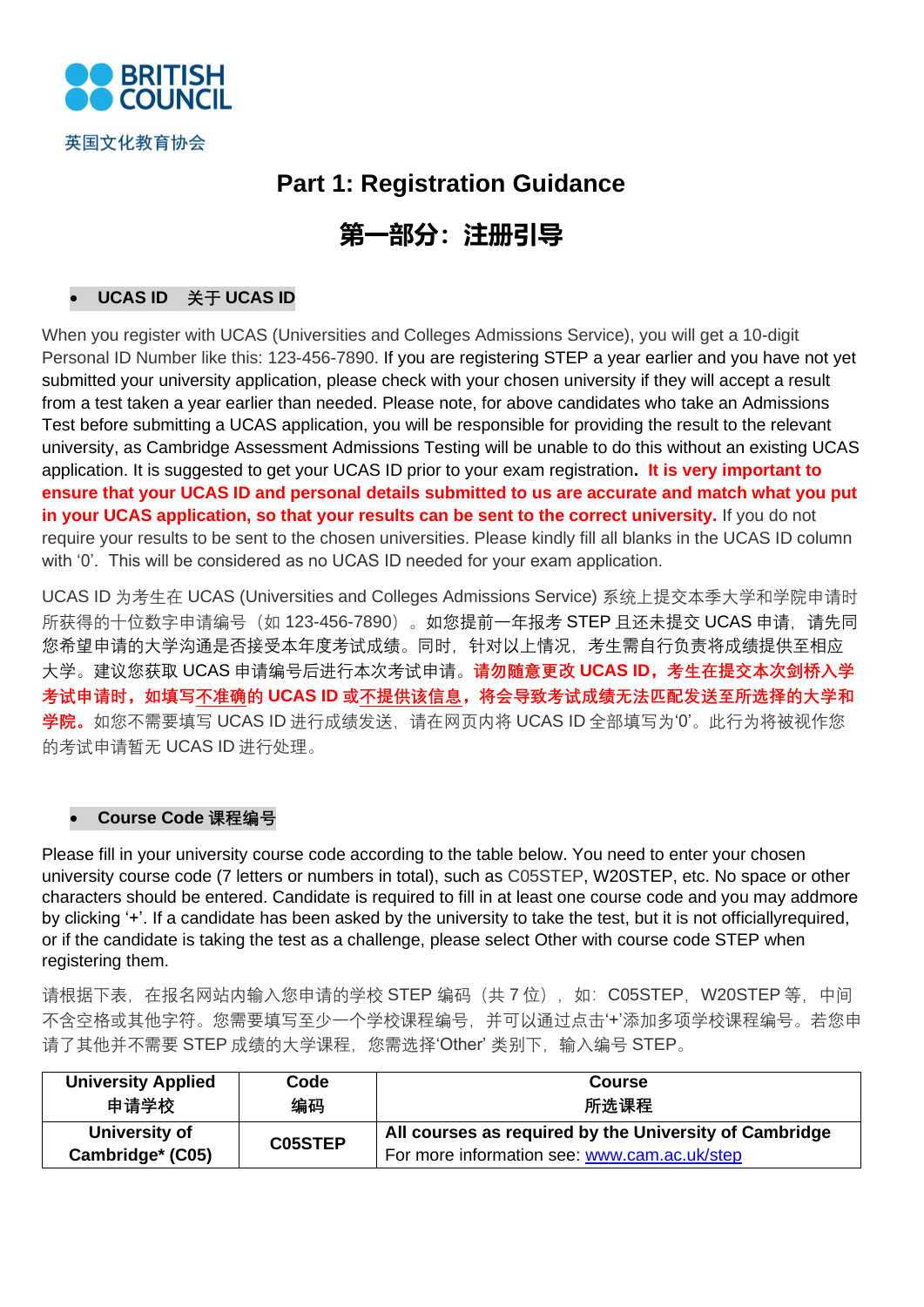**BRITISH COUNCIL**

英国文化教育协会

# Part 1: Registration Guidance

# 第一部分：注册引导

- **UCAS ID 关于 UCAS ID**

When you register with UCAS (Universities and Colleges Admissions Service), you will get a 10-digit Personal ID Number like this: 123-456-7890. If you are registering STEP a year earlier and you have not yet submitted your university application, please check with your chosen university if they will accept a result from a test taken a year earlier than needed. Please note, for above candidates who take an Admissions Test before submitting a UCAS application, you will be responsible for providing the result to the relevant university, as Cambridge Assessment Admissions Testing will be unable to do this without an existing UCAS application. It is suggested to get your UCAS ID prior to your exam registration**. It is very important to ensure that your UCAS ID and personal details submitted to us are accurate and match what you put in your UCAS application, so that your results can be sent to the correct university.** If you do not require your results to be sent to the chosen universities. Please kindly fill all blanks in the UCAS ID column with '0'. This will be considered as no UCAS ID needed for your exam application.

UCAS ID 为考生在 UCAS (Universities and Colleges Admissions Service) 系统上提交本季大学和学院申请时所获得的十位数字申请编号（如 123-456-7890）。如您提前一年报考 STEP 且还未提交 UCAS 申请，请先同您希望申请的大学沟通是否接受本年度考试成绩。同时，针对以上情况，考生需自行负责将成绩提供至相应大学。建议您获取 UCAS 申请编号后进行本次考试申请。**请勿随意更改 UCAS ID，考生在提交本次剑桥入学考试申请时，如填写不准确的 UCAS ID 或不提供该信息，将会导致考试成绩无法匹配发送至所选择的大学和学院。**如您不需要填写 UCAS ID 进行成绩发送，请在网页内将 UCAS ID 全部填写为'0'。此行为将被视作您的考试申请暂无 UCAS ID 进行处理。

- **Course Code 课程编号**

Please fill in your university course code according to the table below. You need to enter your chosen university course code (7 letters or numbers in total), such as C05STEP, W20STEP, etc. No space or other characters should be entered. Candidate is required to fill in at least one course code and you may addmore by clicking '+'. If a candidate has been asked by the university to take the test, but it is not officiallyrequired, or if the candidate is taking the test as a challenge, please select Other with course code STEP when registering them.

请根据下表，在报名网站内输入您申请的学校 STEP 编码（共 7 位），如：C05STEP，W20STEP 等，中间不含空格或其他字符。您需要填写至少一个学校课程编号，并可以通过点击'+'添加多项学校课程编号。若您申请了其他并不需要 STEP 成绩的大学课程，您需选择'Other' 类别下，输入编号 STEP。

| University Applied 申请学校 | Code 编码 | Course 所选课程 |
|---|---|---|
| University of Cambridge* (C05) | C05STEP | **All courses as required by the University of Cambridge** For more information see: www.cam.ac.uk/step |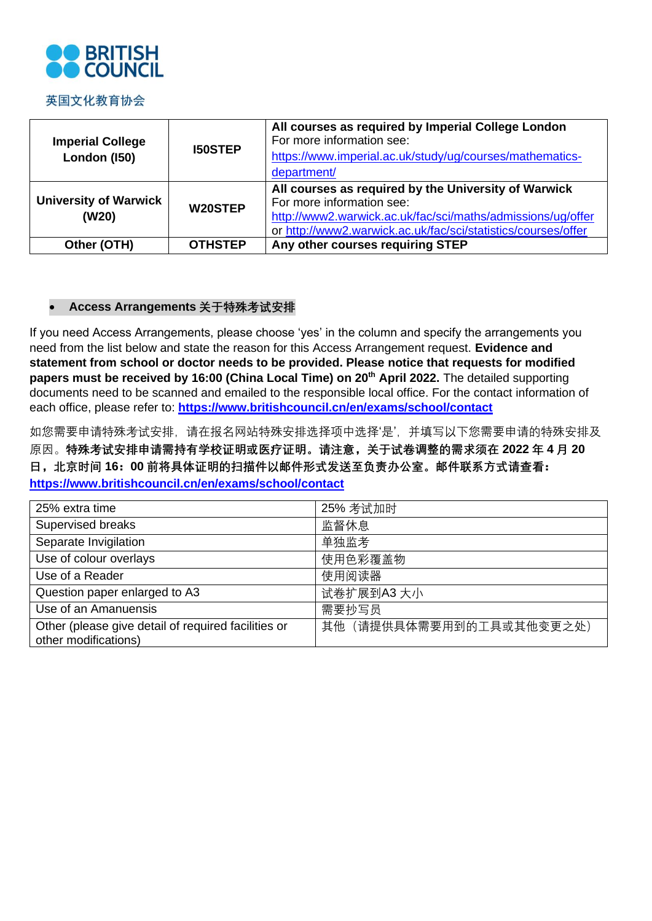英国文化教育协会

| Imperial College London (I50) | I50STEP | **All courses as required by Imperial College London**<br>For more information see:<br>https://www.imperial.ac.uk/study/ug/courses/mathematics-department/ |
|---|---|---|
| **University of Warwick (W20)** | **W20STEP** | **All courses as required by the University of Warwick**<br>For more information see:<br>http://www2.warwick.ac.uk/fac/sci/maths/admissions/ug/offer<br>or http://www2.warwick.ac.uk/fac/sci/statistics/courses/offer |
| **Other (OTH)** | **OTHSTEP** | **Any other courses requiring STEP** |

- **Access Arrangements 关于特殊考试安排**

If you need Access Arrangements, please choose 'yes' in the column and specify the arrangements you need from the list below and state the reason for this Access Arrangement request. **Evidence and statement from school or doctor needs to be provided. Please notice that requests for modified papers must be received by 16:00 (China Local Time) on 20th April 2022.** The detailed supporting documents need to be scanned and emailed to the responsible local office. For the contact information of each office, please refer to: **https://www.britishcouncil.cn/en/exams/school/contact**

如您需要申请特殊考试安排，请在报名网站特殊安排选择项中选择'是'，并填写以下您需要申请的特殊安排及原因。**特殊考试安排申请需持有学校证明或医疗证明。请注意，关于试卷调整的需求须在 2022 年 4 月 20 日，北京时间 16：00 前将具体证明的扫描件以邮件形式发送至负责办公室。邮件联系方式请查看：https://www.britishcouncil.cn/en/exams/school/contact**

| 25% extra time | 25% 考试加时 |
|---|---|
| Supervised breaks | 监督休息 |
| Separate Invigilation | 单独监考 |
| Use of colour overlays | 使用色彩覆盖物 |
| Use of a Reader | 使用阅读器 |
| Question paper enlarged to A3 | 试卷扩展到A3 大小 |
| Use of an Amanuensis | 需要抄写员 |
| Other (please give detail of required facilities or other modifications) | 其他（请提供具体需要用到的工具或其他变更之处） |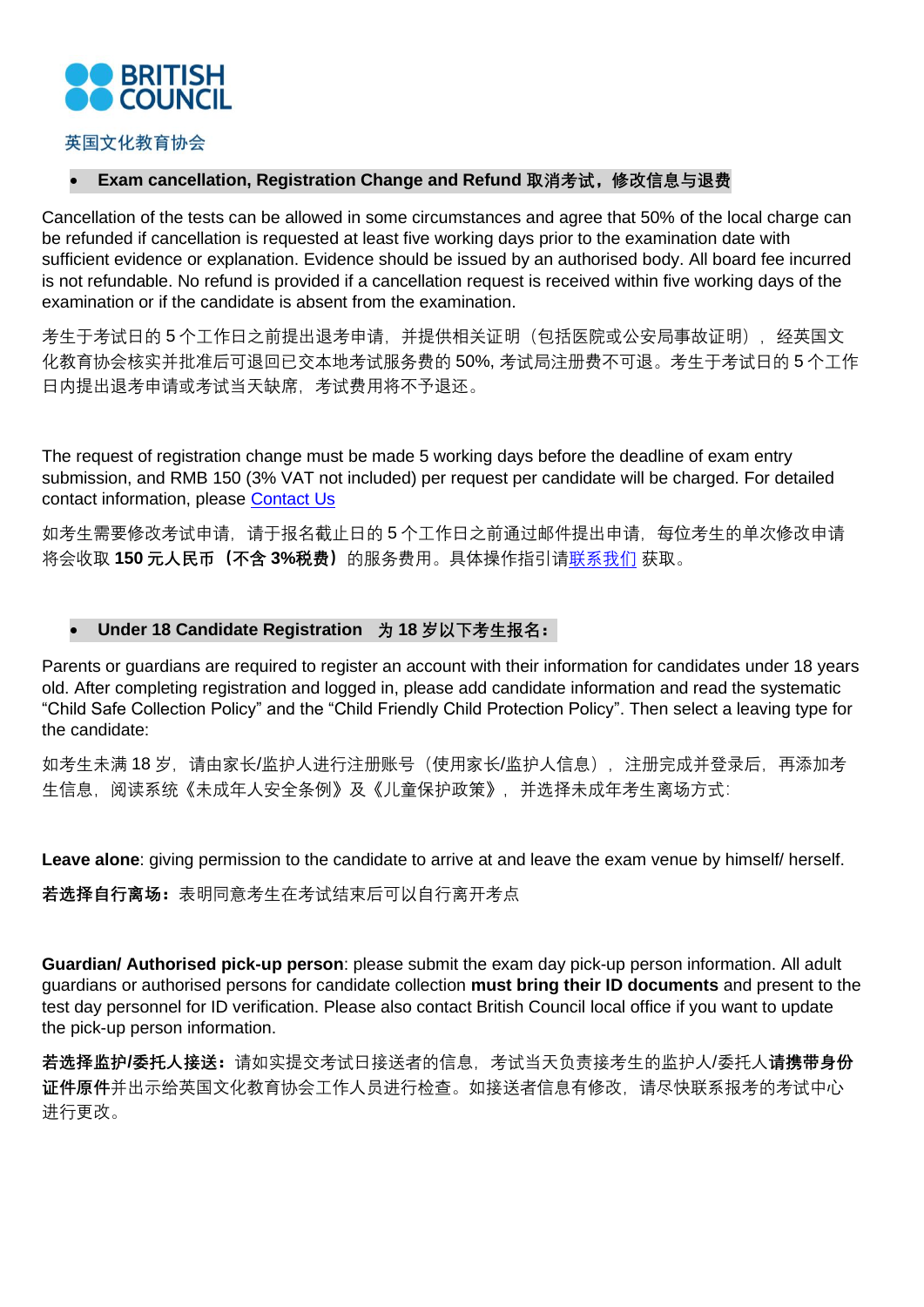- **Exam cancellation, Registration Change and Refund 取消考试，修改信息与退费**

Cancellation of the tests can be allowed in some circumstances and agree that 50% of the local charge can be refunded if cancellation is requested at least five working days prior to the examination date with sufficient evidence or explanation. Evidence should be issued by an authorised body. All board fee incurred is not refundable. No refund is provided if a cancellation request is received within five working days of the examination or if the candidate is absent from the examination.

考生于考试日的 5 个工作日之前提出退考申请，并提供相关证明（包括医院或公安局事故证明），经英国文化教育协会核实并批准后可退回已交本地考试服务费的 50%, 考试局注册费不可退。考生于考试日的 5 个工作日内提出退考申请或考试当天缺席，考试费用将不予退还。

The request of registration change must be made 5 working days before the deadline of exam entry submission, and RMB 150 (3% VAT not included) per request per candidate will be charged. For detailed contact information, please [Contact Us]

如考生需要修改考试申请，请于报名截止日的 5 个工作日之前通过邮件提出申请，每位考生的单次修改申请将会收取 **150 元人民币（不含 3%税费）**的服务费用。具体操作指引请[联系我们]获取。

- **Under 18 Candidate Registration 为 18 岁以下考生报名：**

Parents or guardians are required to register an account with their information for candidates under 18 years old. After completing registration and logged in, please add candidate information and read the systematic "Child Safe Collection Policy" and the "Child Friendly Child Protection Policy". Then select a leaving type for the candidate:

如考生未满 18 岁，请由家长/监护人进行注册账号（使用家长/监护人信息），注册完成并登录后，再添加考生信息，阅读系统《未成年人安全条例》及《儿童保护政策》，并选择未成年考生离场方式:

**Leave alone**: giving permission to the candidate to arrive at and leave the exam venue by himself/ herself.

**若选择自行离场：**表明同意考生在考试结束后可以自行离开考点

**Guardian/ Authorised pick-up person**: please submit the exam day pick-up person information. All adult guardians or authorised persons for candidate collection **must bring their ID documents** and present to the test day personnel for ID verification. Please also contact British Council local office if you want to update the pick-up person information.

**若选择监护/委托人接送：**请如实提交考试日接送者的信息，考试当天负责接考生的监护人/委托人**请携带身份证件原件**并出示给英国文化教育协会工作人员进行检查。如接送者信息有修改，请尽快联系报考的考试中心进行更改。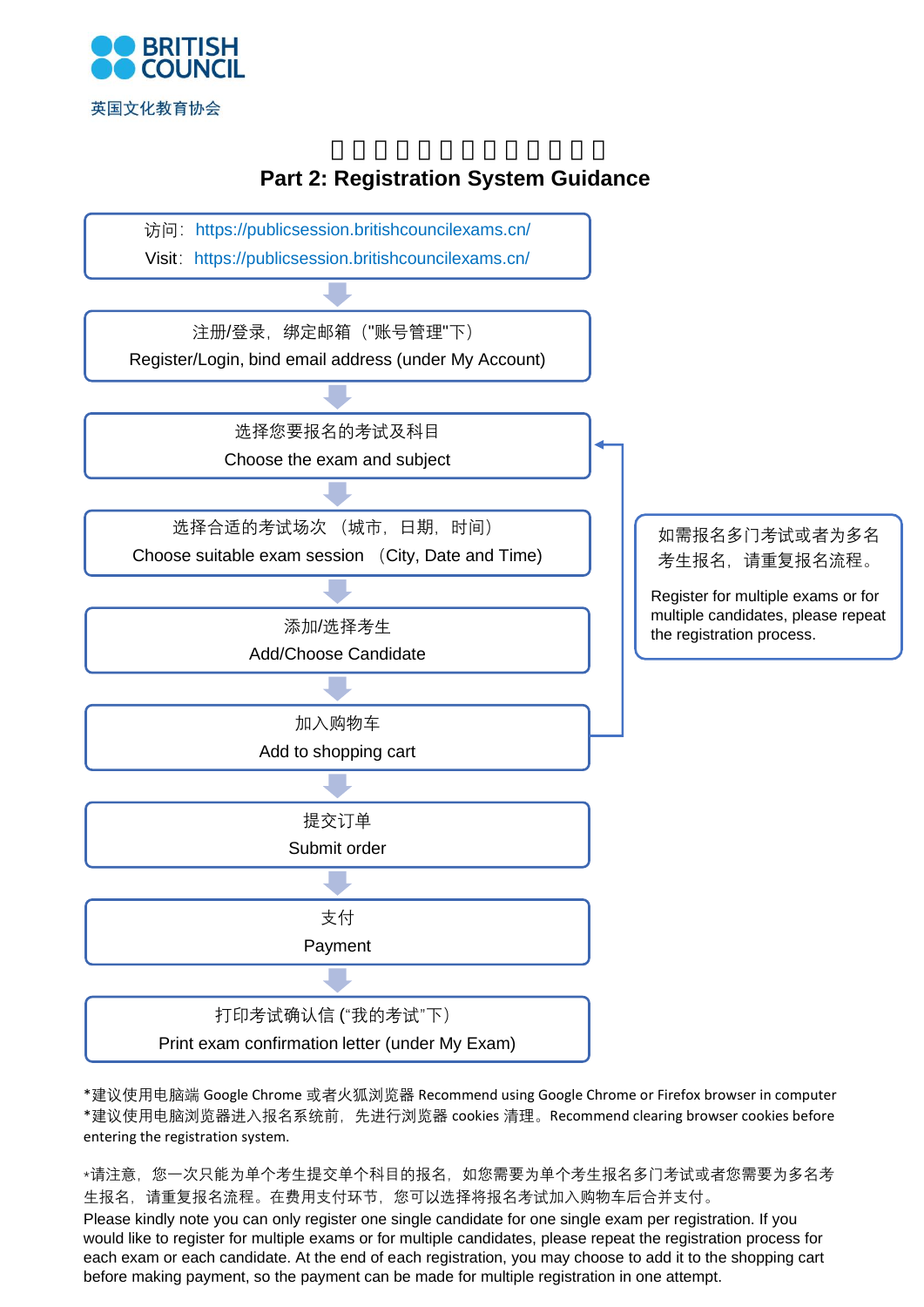BRITISH COUNCIL

英国文化教育协会

# □□□□□□□□□□□□□□□
## Part 2: Registration System Guidance

访问：https://publicsession.britishcouncilexams.cn/
Visit：https://publicsession.britishcouncilexams.cn/

↓

注册/登录，绑定邮箱（"账号管理"下）
Register/Login, bind email address (under My Account)

↓

选择您要报名的考试及科目
Choose the exam and subject

↓

选择合适的考试场次 （城市，日期，时间）
Choose suitable exam session （City, Date and Time)

↓

添加/选择考生
Add/Choose Candidate

↓

加入购物车
Add to shopping cart

↓

提交订单
Submit order

↓

支付
Payment

↓

打印考试确认信 (“我的考试”下)
Print exam confirmation letter (under My Exam)

如需报名多门考试或者为多名考生报名，请重复报名流程。

Register for multiple exams or for multiple candidates, please repeat the registration process.

*建议使用电脑端 Google Chrome 或者火狐浏览器 Recommend using Google Chrome or Firefox browser in computer
*建议使用电脑浏览器进入报名系统前，先进行浏览器 cookies 清理。Recommend clearing browser cookies before entering the registration system.

*请注意，您一次只能为单个考生提交单个科目的报名，如您需要为单个考生报名多门考试或者您需要为多名考生报名，请重复报名流程。在费用支付环节，您可以选择将报名考试加入购物车后合并支付。
Please kindly note you can only register one single candidate for one single exam per registration. If you would like to register for multiple exams or for multiple candidates, please repeat the registration process for each exam or each candidate. At the end of each registration, you may choose to add it to the shopping cart before making payment, so the payment can be made for multiple registration in one attempt.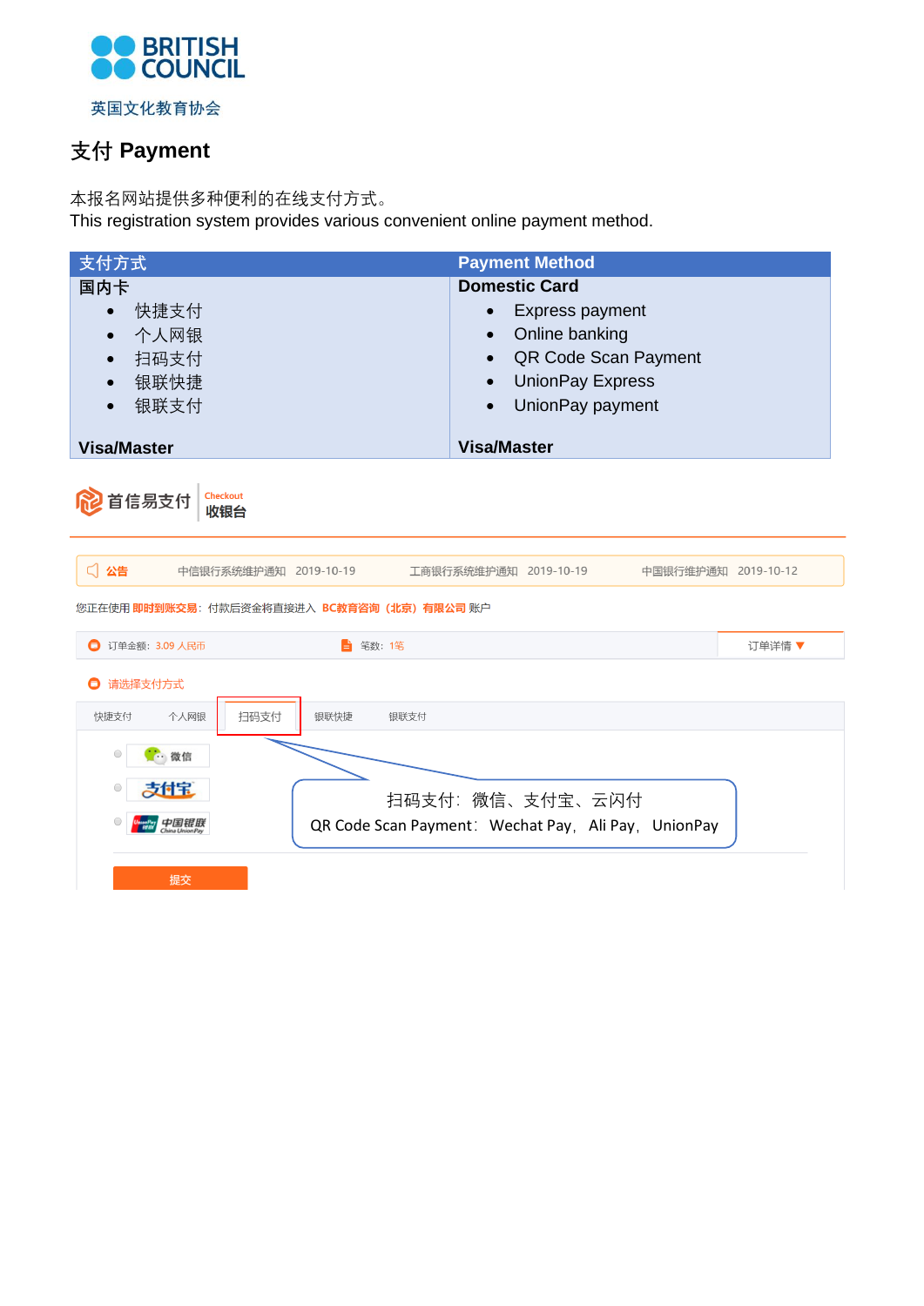BRITISH COUNCIL

英国文化教育协会

## 支付 Payment

本报名网站提供多种便利的在线支付方式。
This registration system provides various convenient online payment method.

| 支付方式 | Payment Method |
|---|---|
| **国内卡**<br>• 快捷支付<br>• 个人网银<br>• 扫码支付<br>• 银联快捷<br>• 银联支付 | **Domestic Card**<br>• Express payment<br>• Online banking<br>• QR Code Scan Payment<br>• UnionPay Express<br>• UnionPay payment |
| **Visa/Master** | **Visa/Master** |

首信易支付 Checkout 收银台

公告 中信银行系统维护通知 2019-10-19 工商银行系统维护通知 2019-10-19 中国银行维护通知 2019-10-12

您正在使用 即时到账交易：付款后资金将直接进入 BC教育咨询（北京）有限公司 账户

订单金额：3.09 人民币 笔数：1笔 订单详情

请选择支付方式

快捷支付 个人网银 扫码支付 银联快捷 银联支付

微信

支付宝

中国银联

扫码支付：微信、支付宝、云闪付
QR Code Scan Payment：Wechat Pay，Ali Pay，UnionPay

提交